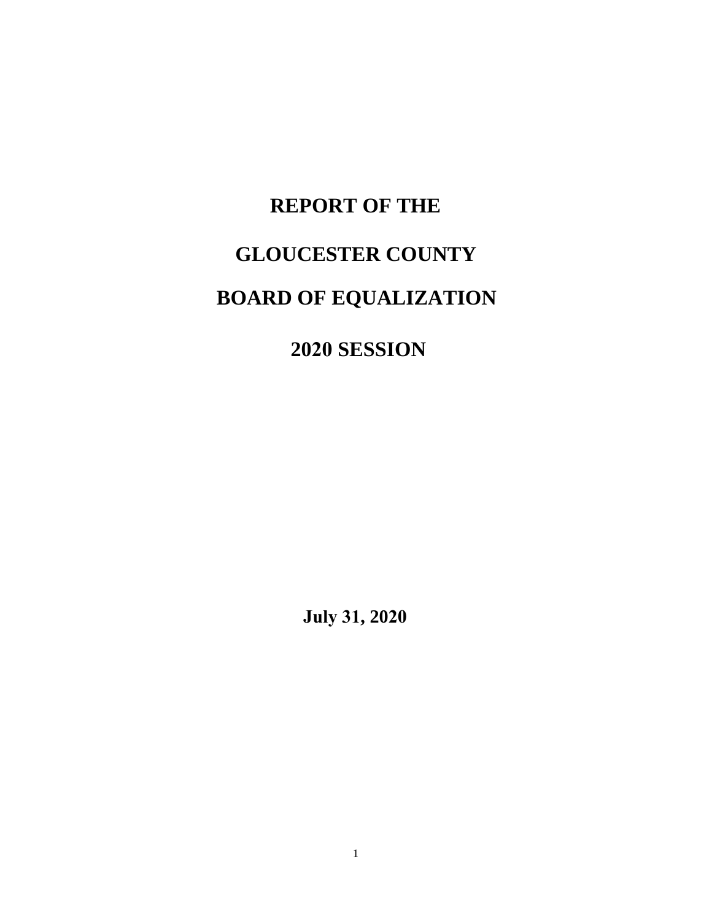# REPORT OF THE

# GLOUCESTER COUNTY

# BOARD OF EQUALIZATION

# 2020 SESSION

**July 31, 2020**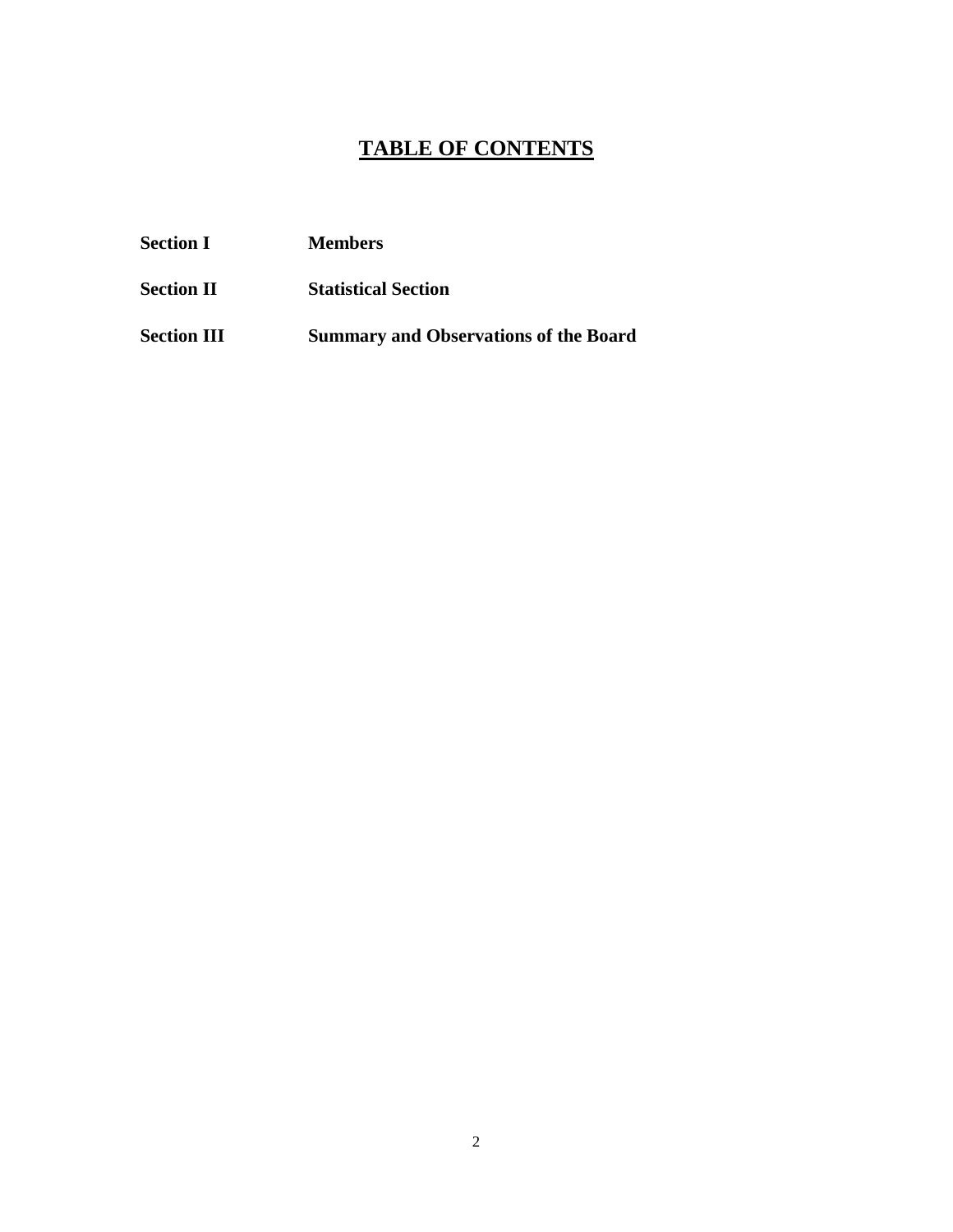# TABLE OF CONTENTS

| | |
|---|---|
| **Section I** | **Members** |
| **Section II** | **Statistical Section** |
| **Section III** | **Summary and Observations of the Board** |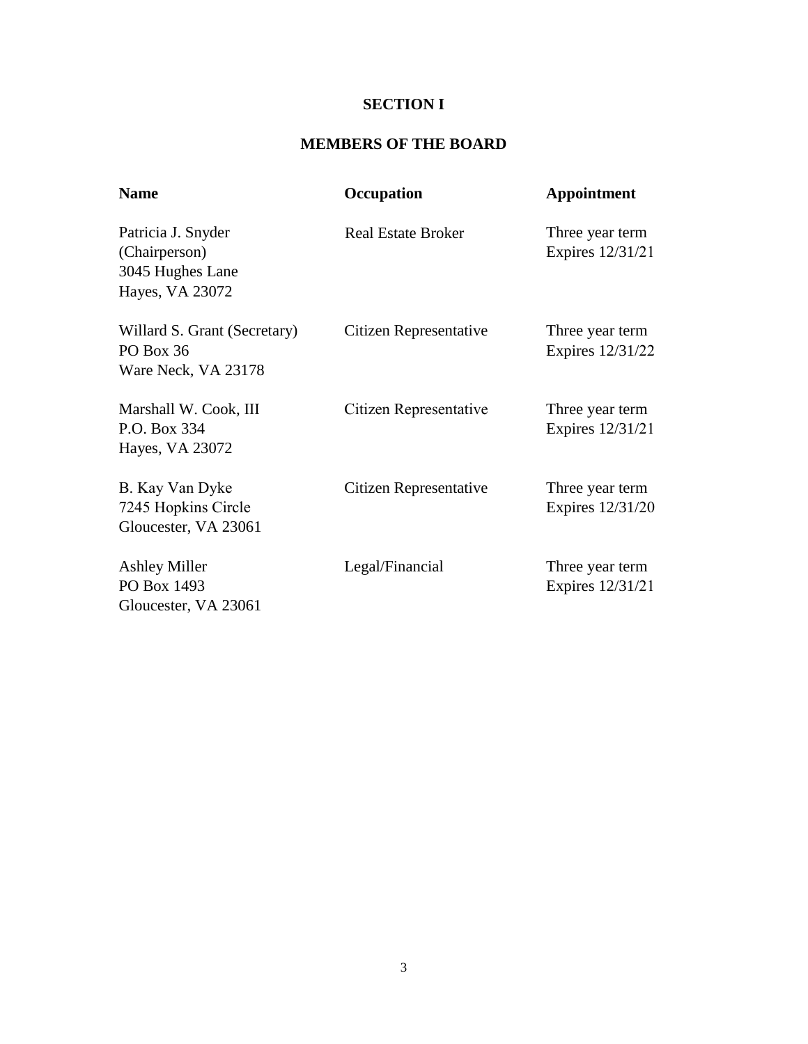# SECTION I

## MEMBERS OF THE BOARD

| Name | Occupation | Appointment |
|---|---|---|
| Patricia J. Snyder (Chairperson)<br>3045 Hughes Lane<br>Hayes, VA 23072 | Real Estate Broker | Three year term<br>Expires 12/31/21 |
| Willard S. Grant (Secretary)<br>PO Box 36<br>Ware Neck, VA 23178 | Citizen Representative | Three year term<br>Expires 12/31/22 |
| Marshall W. Cook, III<br>P.O. Box 334<br>Hayes, VA 23072 | Citizen Representative | Three year term<br>Expires 12/31/21 |
| B. Kay Van Dyke<br>7245 Hopkins Circle<br>Gloucester, VA 23061 | Citizen Representative | Three year term<br>Expires 12/31/20 |
| Ashley Miller<br>PO Box 1493<br>Gloucester, VA 23061 | Legal/Financial | Three year term<br>Expires 12/31/21 |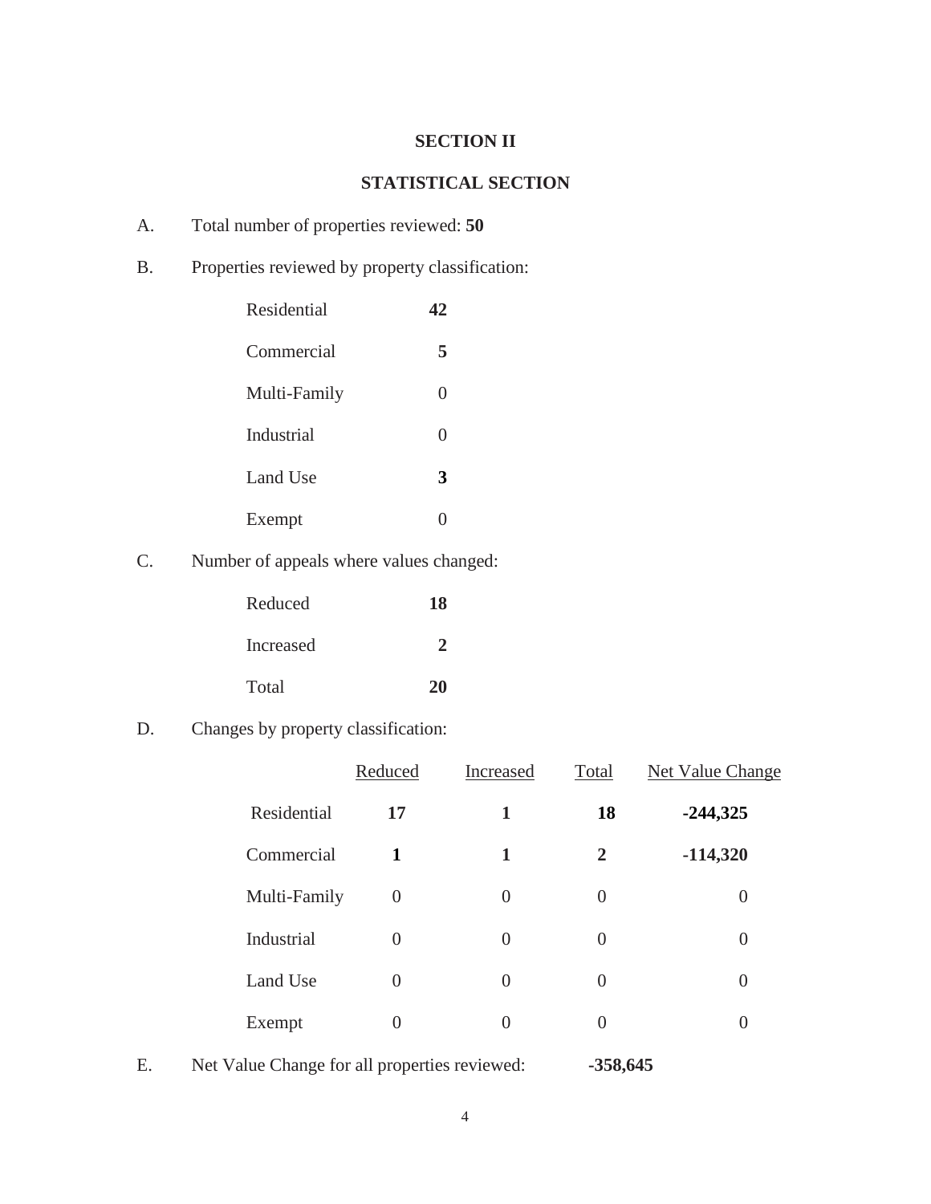# SECTION II

## STATISTICAL SECTION

A. Total number of properties reviewed: **50**

B. Properties reviewed by property classification:

| | |
|---|---|
| Residential | **42** |
| Commercial | **5** |
| Multi-Family | 0 |
| Industrial | 0 |
| Land Use | **3** |
| Exempt | 0 |

C. Number of appeals where values changed:

| | |
|---|---|
| Reduced | **18** |
| Increased | **2** |
| Total | **20** |

D. Changes by property classification:

| | Reduced | Increased | Total | Net Value Change |
|---|---|---|---|---|
| Residential | **17** | **1** | **18** | **-244,325** |
| Commercial | **1** | **1** | **2** | **-114,320** |
| Multi-Family | 0 | 0 | 0 | 0 |
| Industrial | 0 | 0 | 0 | 0 |
| Land Use | 0 | 0 | 0 | 0 |
| Exempt | 0 | 0 | 0 | 0 |

E. Net Value Change for all properties reviewed: **-358,645**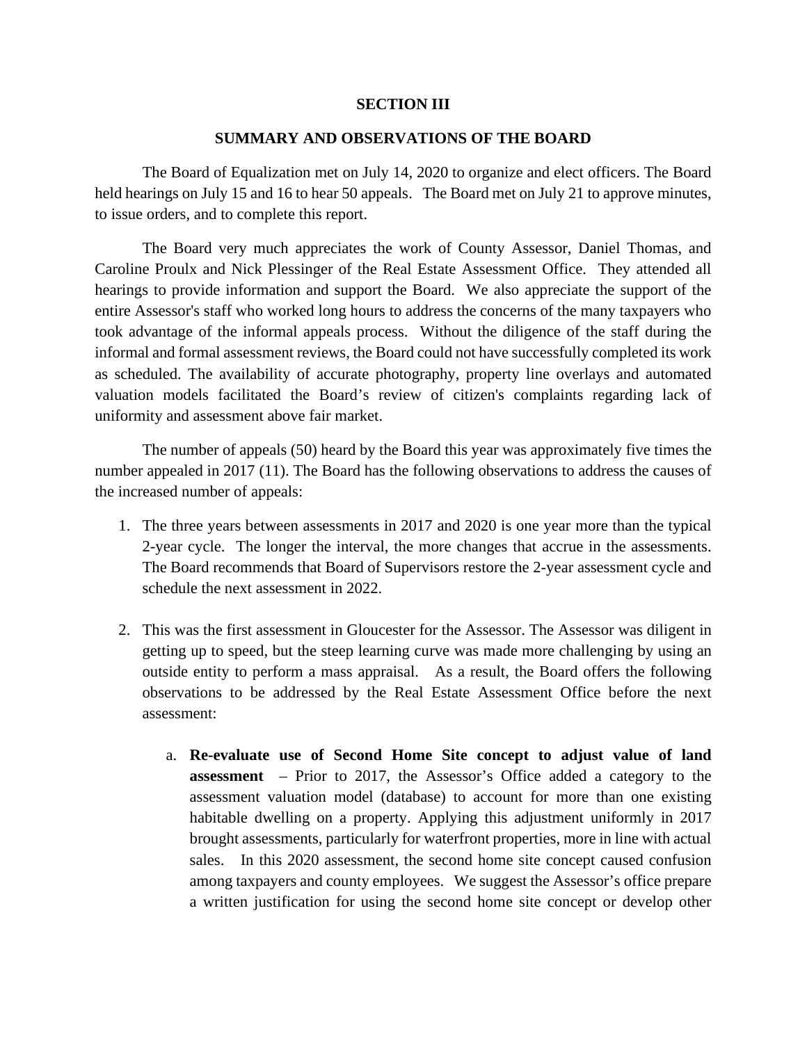## SECTION III

## SUMMARY AND OBSERVATIONS OF THE BOARD

The Board of Equalization met on July 14, 2020 to organize and elect officers. The Board held hearings on July 15 and 16 to hear 50 appeals. The Board met on July 21 to approve minutes, to issue orders, and to complete this report.

The Board very much appreciates the work of County Assessor, Daniel Thomas, and Caroline Proulx and Nick Plessinger of the Real Estate Assessment Office. They attended all hearings to provide information and support the Board. We also appreciate the support of the entire Assessor's staff who worked long hours to address the concerns of the many taxpayers who took advantage of the informal appeals process. Without the diligence of the staff during the informal and formal assessment reviews, the Board could not have successfully completed its work as scheduled. The availability of accurate photography, property line overlays and automated valuation models facilitated the Board's review of citizen's complaints regarding lack of uniformity and assessment above fair market.

The number of appeals (50) heard by the Board this year was approximately five times the number appealed in 2017 (11). The Board has the following observations to address the causes of the increased number of appeals:

1. The three years between assessments in 2017 and 2020 is one year more than the typical 2-year cycle. The longer the interval, the more changes that accrue in the assessments. The Board recommends that Board of Supervisors restore the 2-year assessment cycle and schedule the next assessment in 2022.

2. This was the first assessment in Gloucester for the Assessor. The Assessor was diligent in getting up to speed, but the steep learning curve was made more challenging by using an outside entity to perform a mass appraisal. As a result, the Board offers the following observations to be addressed by the Real Estate Assessment Office before the next assessment:

    a. **Re-evaluate use of Second Home Site concept to adjust value of land assessment** – Prior to 2017, the Assessor's Office added a category to the assessment valuation model (database) to account for more than one existing habitable dwelling on a property. Applying this adjustment uniformly in 2017 brought assessments, particularly for waterfront properties, more in line with actual sales. In this 2020 assessment, the second home site concept caused confusion among taxpayers and county employees. We suggest the Assessor's office prepare a written justification for using the second home site concept or develop other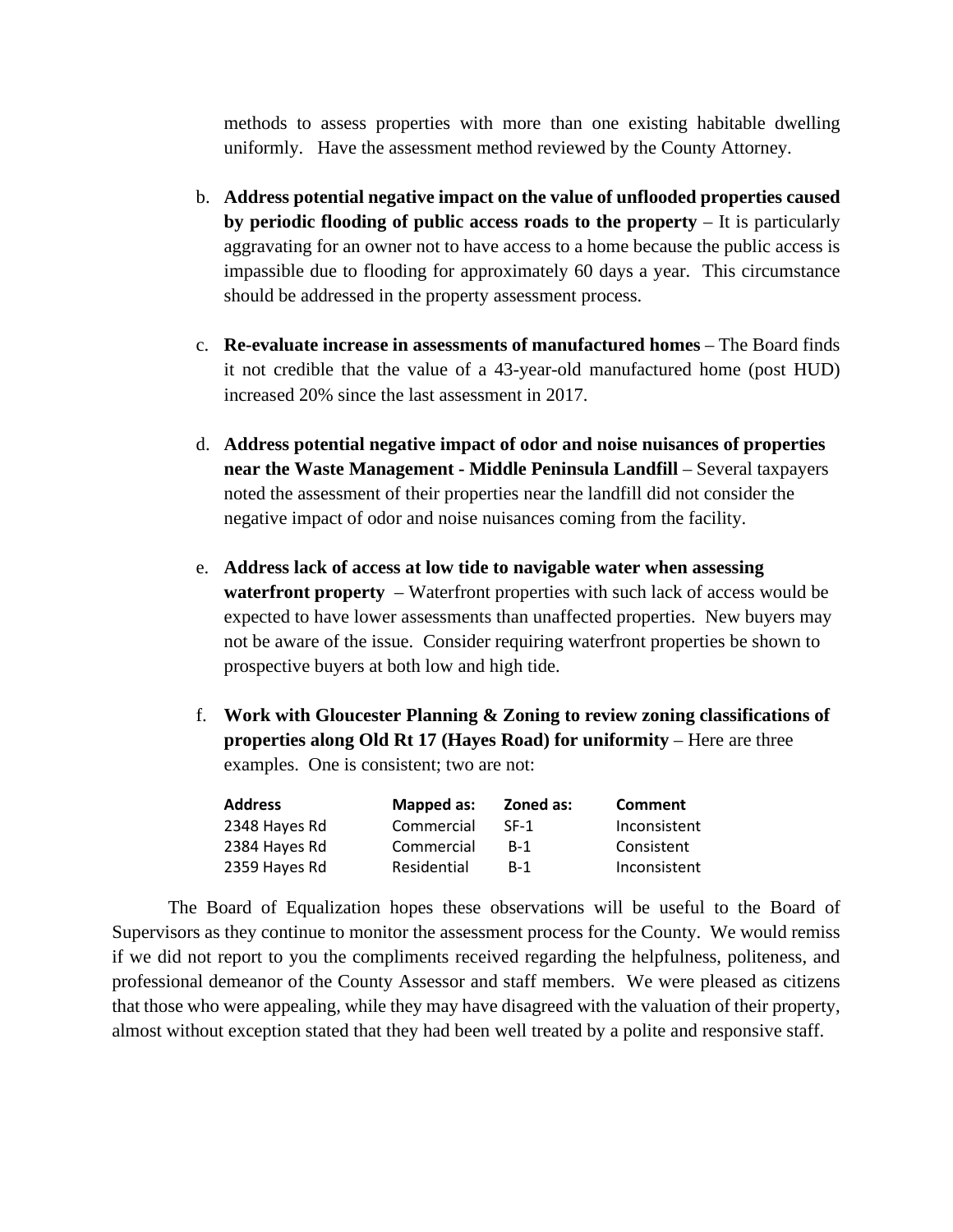methods to assess properties with more than one existing habitable dwelling uniformly. Have the assessment method reviewed by the County Attorney.

b. **Address potential negative impact on the value of unflooded properties caused by periodic flooding of public access roads to the property** – It is particularly aggravating for an owner not to have access to a home because the public access is impassible due to flooding for approximately 60 days a year. This circumstance should be addressed in the property assessment process.

c. **Re-evaluate increase in assessments of manufactured homes** – The Board finds it not credible that the value of a 43-year-old manufactured home (post HUD) increased 20% since the last assessment in 2017.

d. **Address potential negative impact of odor and noise nuisances of properties near the Waste Management - Middle Peninsula Landfill** – Several taxpayers noted the assessment of their properties near the landfill did not consider the negative impact of odor and noise nuisances coming from the facility.

e. **Address lack of access at low tide to navigable water when assessing waterfront property** – Waterfront properties with such lack of access would be expected to have lower assessments than unaffected properties. New buyers may not be aware of the issue. Consider requiring waterfront properties be shown to prospective buyers at both low and high tide.

f. **Work with Gloucester Planning & Zoning to review zoning classifications of properties along Old Rt 17 (Hayes Road) for uniformity** – Here are three examples. One is consistent; two are not:

| Address | Mapped as: | Zoned as: | Comment |
|---|---|---|---|
| 2348 Hayes Rd | Commercial | SF-1 | Inconsistent |
| 2384 Hayes Rd | Commercial | B-1 | Consistent |
| 2359 Hayes Rd | Residential | B-1 | Inconsistent |

The Board of Equalization hopes these observations will be useful to the Board of Supervisors as they continue to monitor the assessment process for the County. We would remiss if we did not report to you the compliments received regarding the helpfulness, politeness, and professional demeanor of the County Assessor and staff members. We were pleased as citizens that those who were appealing, while they may have disagreed with the valuation of their property, almost without exception stated that they had been well treated by a polite and responsive staff.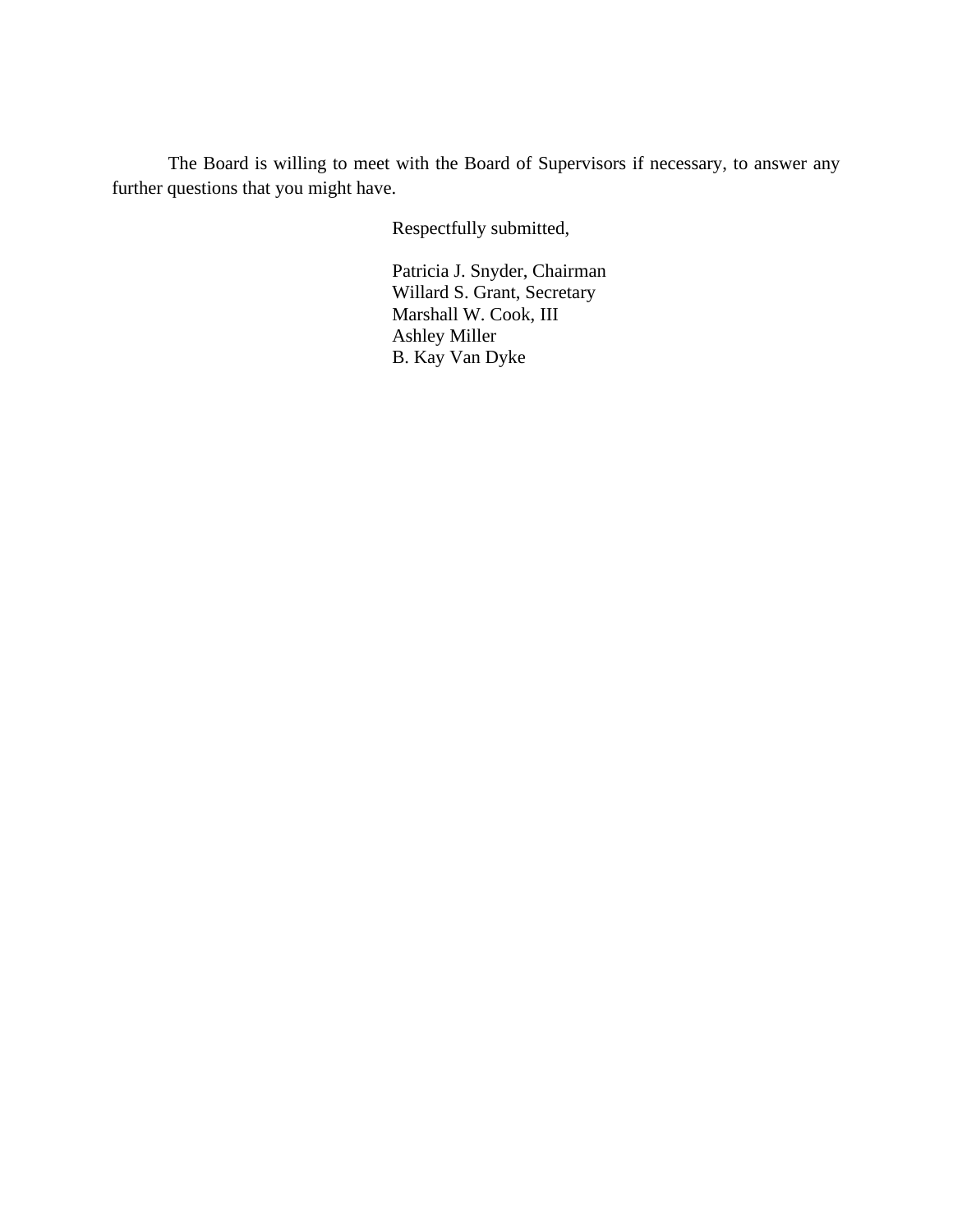The Board is willing to meet with the Board of Supervisors if necessary, to answer any further questions that you might have.

Respectfully submitted,

Patricia J. Snyder, Chairman  
Willard S. Grant, Secretary  
Marshall W. Cook, III  
Ashley Miller  
B. Kay Van Dyke